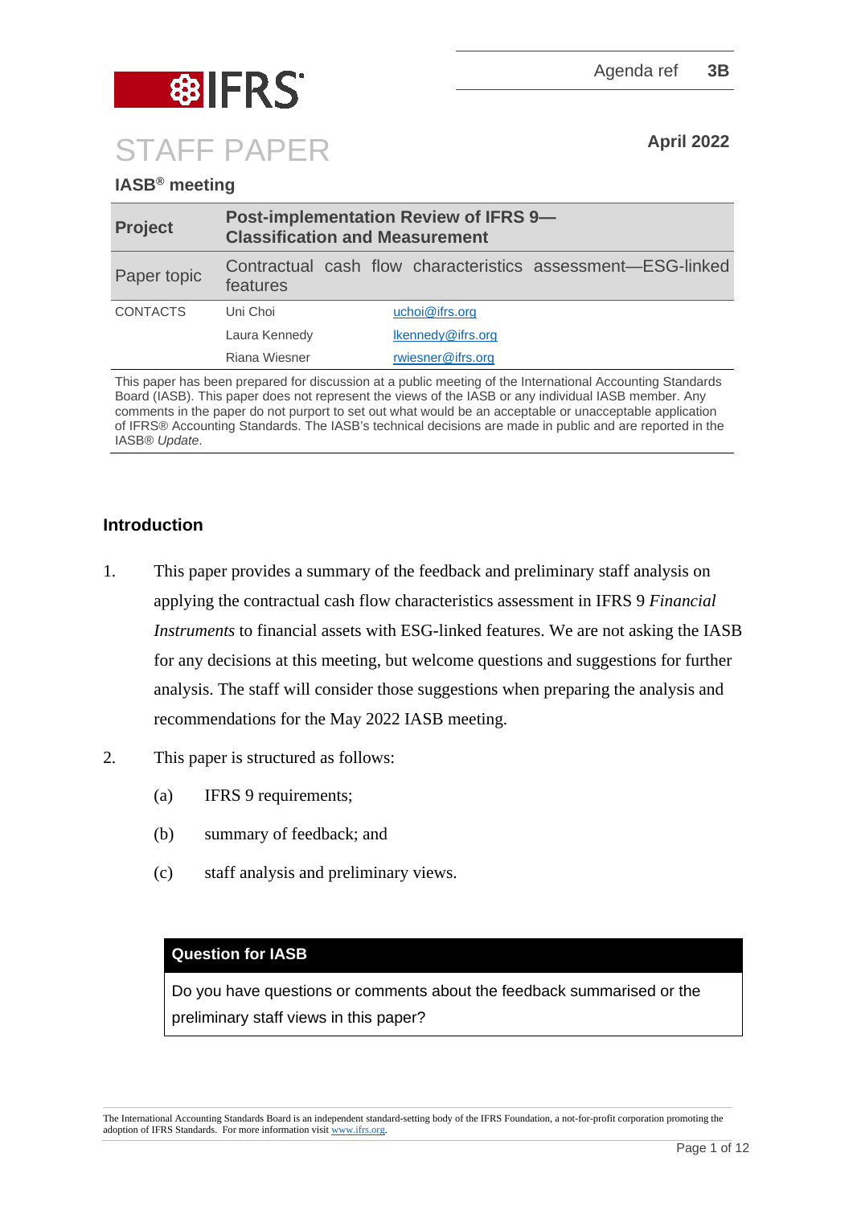Agenda ref 3B

# STAFF PAPER

April 2022

**IASB® meeting**

| **Project** | **Post-implementation Review of IFRS 9—Classification and Measurement** | |
|---|---|---|
| Paper topic | Contractual cash flow characteristics assessment—ESG-linked features | |
| CONTACTS | Uni Choi | uchoi@ifrs.org |
| | Laura Kennedy | lkennedy@ifrs.org |
| | Riana Wiesner | rwiesner@ifrs.org |

This paper has been prepared for discussion at a public meeting of the International Accounting Standards Board (IASB). This paper does not represent the views of the IASB or any individual IASB member. Any comments in the paper do not purport to set out what would be an acceptable or unacceptable application of IFRS® Accounting Standards. The IASB's technical decisions are made in public and are reported in the IASB® *Update*.

## Introduction

1. This paper provides a summary of the feedback and preliminary staff analysis on applying the contractual cash flow characteristics assessment in IFRS 9 *Financial Instruments* to financial assets with ESG-linked features. We are not asking the IASB for any decisions at this meeting, but welcome questions and suggestions for further analysis. The staff will consider those suggestions when preparing the analysis and recommendations for the May 2022 IASB meeting.

2. This paper is structured as follows:
   (a) IFRS 9 requirements;
   (b) summary of feedback; and
   (c) staff analysis and preliminary views.

**Question for IASB**

Do you have questions or comments about the feedback summarised or the preliminary staff views in this paper?

The International Accounting Standards Board is an independent standard-setting body of the IFRS Foundation, a not-for-profit corporation promoting the adoption of IFRS Standards. For more information visit www.ifrs.org.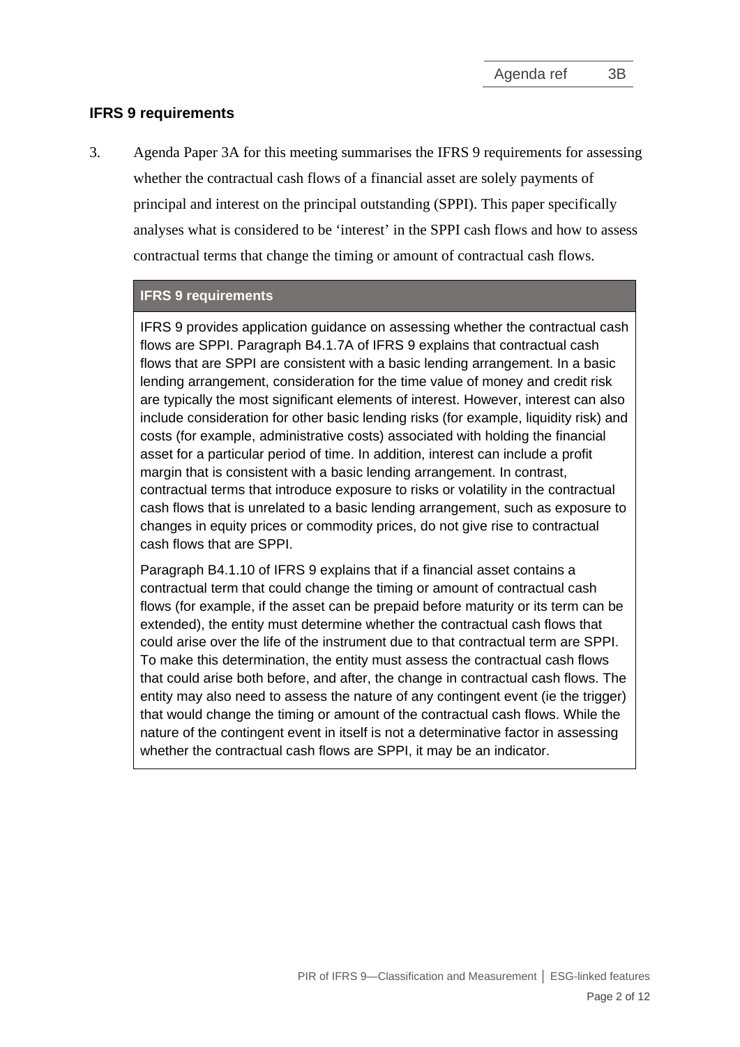## IFRS 9 requirements

3. Agenda Paper 3A for this meeting summarises the IFRS 9 requirements for assessing whether the contractual cash flows of a financial asset are solely payments of principal and interest on the principal outstanding (SPPI). This paper specifically analyses what is considered to be 'interest' in the SPPI cash flows and how to assess contractual terms that change the timing or amount of contractual cash flows.

> **IFRS 9 requirements**
>
> IFRS 9 provides application guidance on assessing whether the contractual cash flows are SPPI. Paragraph B4.1.7A of IFRS 9 explains that contractual cash flows that are SPPI are consistent with a basic lending arrangement. In a basic lending arrangement, consideration for the time value of money and credit risk are typically the most significant elements of interest. However, interest can also include consideration for other basic lending risks (for example, liquidity risk) and costs (for example, administrative costs) associated with holding the financial asset for a particular period of time. In addition, interest can include a profit margin that is consistent with a basic lending arrangement. In contrast, contractual terms that introduce exposure to risks or volatility in the contractual cash flows that is unrelated to a basic lending arrangement, such as exposure to changes in equity prices or commodity prices, do not give rise to contractual cash flows that are SPPI.
>
> Paragraph B4.1.10 of IFRS 9 explains that if a financial asset contains a contractual term that could change the timing or amount of contractual cash flows (for example, if the asset can be prepaid before maturity or its term can be extended), the entity must determine whether the contractual cash flows that could arise over the life of the instrument due to that contractual term are SPPI. To make this determination, the entity must assess the contractual cash flows that could arise both before, and after, the change in contractual cash flows. The entity may also need to assess the nature of any contingent event (ie the trigger) that would change the timing or amount of the contractual cash flows. While the nature of the contingent event in itself is not a determinative factor in assessing whether the contractual cash flows are SPPI, it may be an indicator.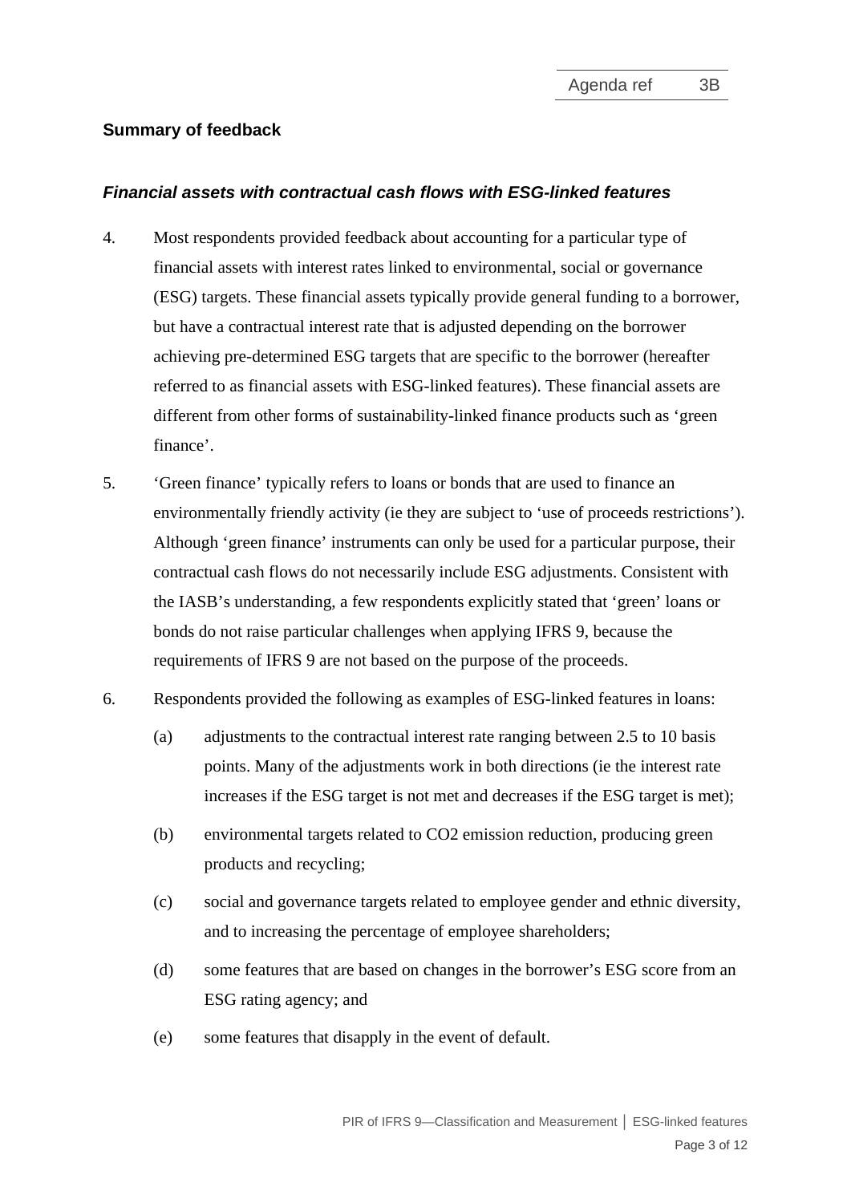## Summary of feedback

### *Financial assets with contractual cash flows with ESG-linked features*

4. Most respondents provided feedback about accounting for a particular type of financial assets with interest rates linked to environmental, social or governance (ESG) targets. These financial assets typically provide general funding to a borrower, but have a contractual interest rate that is adjusted depending on the borrower achieving pre-determined ESG targets that are specific to the borrower (hereafter referred to as financial assets with ESG-linked features). These financial assets are different from other forms of sustainability-linked finance products such as 'green finance'.

5. 'Green finance' typically refers to loans or bonds that are used to finance an environmentally friendly activity (ie they are subject to 'use of proceeds restrictions'). Although 'green finance' instruments can only be used for a particular purpose, their contractual cash flows do not necessarily include ESG adjustments. Consistent with the IASB's understanding, a few respondents explicitly stated that 'green' loans or bonds do not raise particular challenges when applying IFRS 9, because the requirements of IFRS 9 are not based on the purpose of the proceeds.

6. Respondents provided the following as examples of ESG-linked features in loans:

   (a) adjustments to the contractual interest rate ranging between 2.5 to 10 basis points. Many of the adjustments work in both directions (ie the interest rate increases if the ESG target is not met and decreases if the ESG target is met);

   (b) environmental targets related to $CO_2$ emission reduction, producing green products and recycling;

   (c) social and governance targets related to employee gender and ethnic diversity, and to increasing the percentage of employee shareholders;

   (d) some features that are based on changes in the borrower's ESG score from an ESG rating agency; and

   (e) some features that disapply in the event of default.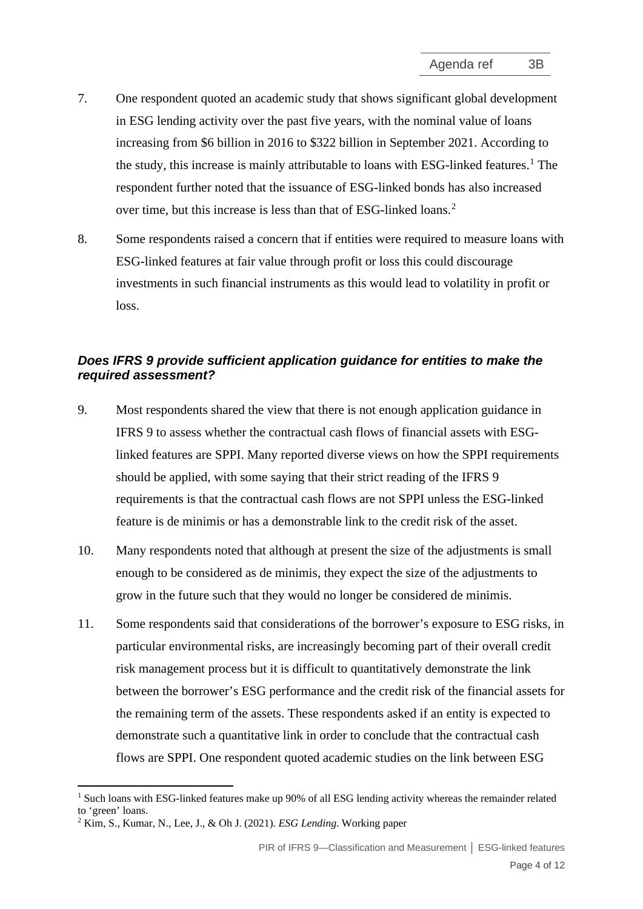7. One respondent quoted an academic study that shows significant global development in ESG lending activity over the past five years, with the nominal value of loans increasing from $6 billion in 2016 to $322 billion in September 2021. According to the study, this increase is mainly attributable to loans with ESG-linked features.[1] The respondent further noted that the issuance of ESG-linked bonds has also increased over time, but this increase is less than that of ESG-linked loans.[2]

8. Some respondents raised a concern that if entities were required to measure loans with ESG-linked features at fair value through profit or loss this could discourage investments in such financial instruments as this would lead to volatility in profit or loss.

### *Does IFRS 9 provide sufficient application guidance for entities to make the required assessment?*

9. Most respondents shared the view that there is not enough application guidance in IFRS 9 to assess whether the contractual cash flows of financial assets with ESG-linked features are SPPI. Many reported diverse views on how the SPPI requirements should be applied, with some saying that their strict reading of the IFRS 9 requirements is that the contractual cash flows are not SPPI unless the ESG-linked feature is de minimis or has a demonstrable link to the credit risk of the asset.

10. Many respondents noted that although at present the size of the adjustments is small enough to be considered as de minimis, they expect the size of the adjustments to grow in the future such that they would no longer be considered de minimis.

11. Some respondents said that considerations of the borrower's exposure to ESG risks, in particular environmental risks, are increasingly becoming part of their overall credit risk management process but it is difficult to quantitatively demonstrate the link between the borrower's ESG performance and the credit risk of the financial assets for the remaining term of the assets. These respondents asked if an entity is expected to demonstrate such a quantitative link in order to conclude that the contractual cash flows are SPPI. One respondent quoted academic studies on the link between ESG

---

[1] Such loans with ESG-linked features make up 90% of all ESG lending activity whereas the remainder related to 'green' loans.

[2] Kim, S., Kumar, N., Lee, J., & Oh J. (2021). *ESG Lending*. Working paper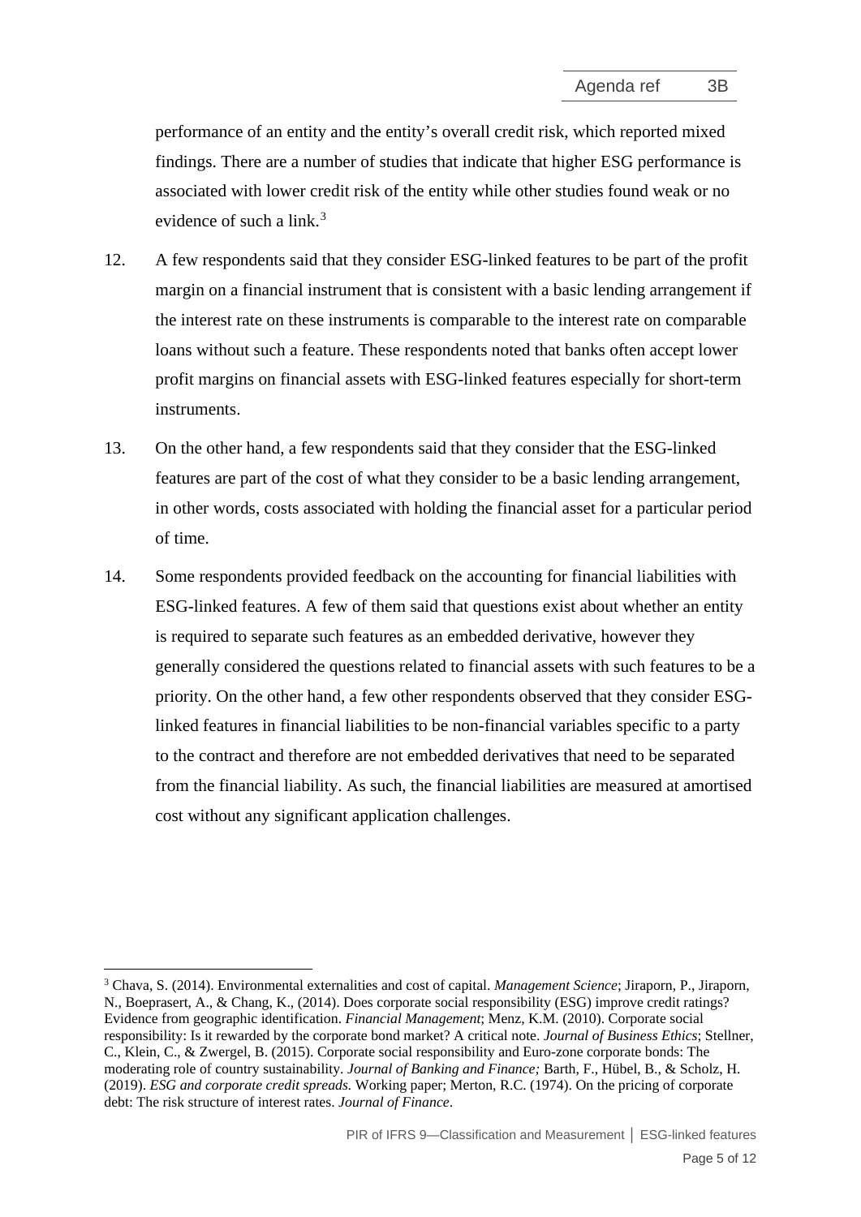performance of an entity and the entity's overall credit risk, which reported mixed findings. There are a number of studies that indicate that higher ESG performance is associated with lower credit risk of the entity while other studies found weak or no evidence of such a link.[3]

12. A few respondents said that they consider ESG-linked features to be part of the profit margin on a financial instrument that is consistent with a basic lending arrangement if the interest rate on these instruments is comparable to the interest rate on comparable loans without such a feature. These respondents noted that banks often accept lower profit margins on financial assets with ESG-linked features especially for short-term instruments.

13. On the other hand, a few respondents said that they consider that the ESG-linked features are part of the cost of what they consider to be a basic lending arrangement, in other words, costs associated with holding the financial asset for a particular period of time.

14. Some respondents provided feedback on the accounting for financial liabilities with ESG-linked features. A few of them said that questions exist about whether an entity is required to separate such features as an embedded derivative, however they generally considered the questions related to financial assets with such features to be a priority. On the other hand, a few other respondents observed that they consider ESG-linked features in financial liabilities to be non-financial variables specific to a party to the contract and therefore are not embedded derivatives that need to be separated from the financial liability. As such, the financial liabilities are measured at amortised cost without any significant application challenges.

[3] Chava, S. (2014). Environmental externalities and cost of capital. *Management Science*; Jiraporn, P., Jiraporn, N., Boeprasert, A., & Chang, K., (2014). Does corporate social responsibility (ESG) improve credit ratings? Evidence from geographic identification. *Financial Management*; Menz, K.M. (2010). Corporate social responsibility: Is it rewarded by the corporate bond market? A critical note. *Journal of Business Ethics*; Stellner, C., Klein, C., & Zwergel, B. (2015). Corporate social responsibility and Euro-zone corporate bonds: The moderating role of country sustainability. *Journal of Banking and Finance;* Barth, F., Hübel, B., & Scholz, H. (2019). *ESG and corporate credit spreads.* Working paper; Merton, R.C. (1974). On the pricing of corporate debt: The risk structure of interest rates. *Journal of Finance*.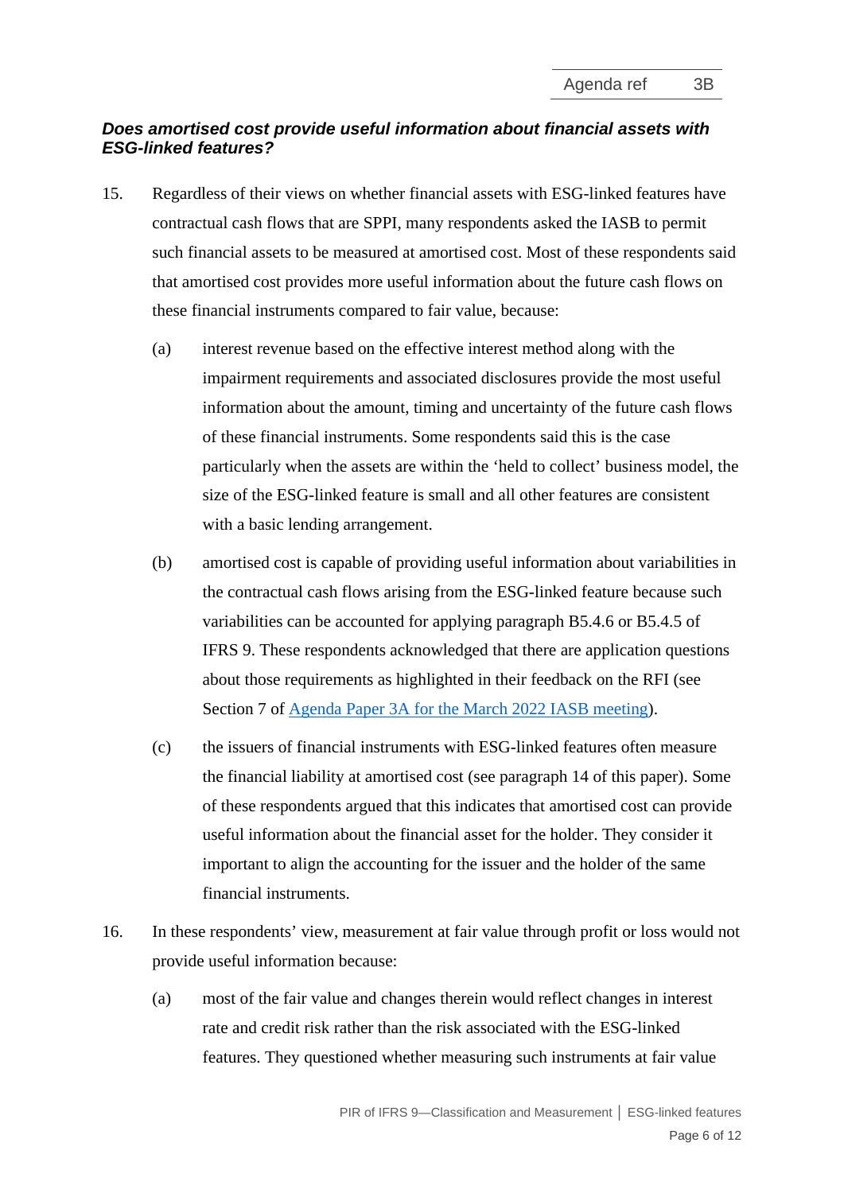### *Does amortised cost provide useful information about financial assets with ESG-linked features?*

15. Regardless of their views on whether financial assets with ESG-linked features have contractual cash flows that are SPPI, many respondents asked the IASB to permit such financial assets to be measured at amortised cost. Most of these respondents said that amortised cost provides more useful information about the future cash flows on these financial instruments compared to fair value, because:

    (a) interest revenue based on the effective interest method along with the impairment requirements and associated disclosures provide the most useful information about the amount, timing and uncertainty of the future cash flows of these financial instruments. Some respondents said this is the case particularly when the assets are within the 'held to collect' business model, the size of the ESG-linked feature is small and all other features are consistent with a basic lending arrangement.

    (b) amortised cost is capable of providing useful information about variabilities in the contractual cash flows arising from the ESG-linked feature because such variabilities can be accounted for applying paragraph B5.4.6 or B5.4.5 of IFRS 9. These respondents acknowledged that there are application questions about those requirements as highlighted in their feedback on the RFI (see Section 7 of [Agenda Paper 3A for the March 2022 IASB meeting]).

    (c) the issuers of financial instruments with ESG-linked features often measure the financial liability at amortised cost (see paragraph 14 of this paper). Some of these respondents argued that this indicates that amortised cost can provide useful information about the financial asset for the holder. They consider it important to align the accounting for the issuer and the holder of the same financial instruments.

16. In these respondents' view, measurement at fair value through profit or loss would not provide useful information because:

    (a) most of the fair value and changes therein would reflect changes in interest rate and credit risk rather than the risk associated with the ESG-linked features. They questioned whether measuring such instruments at fair value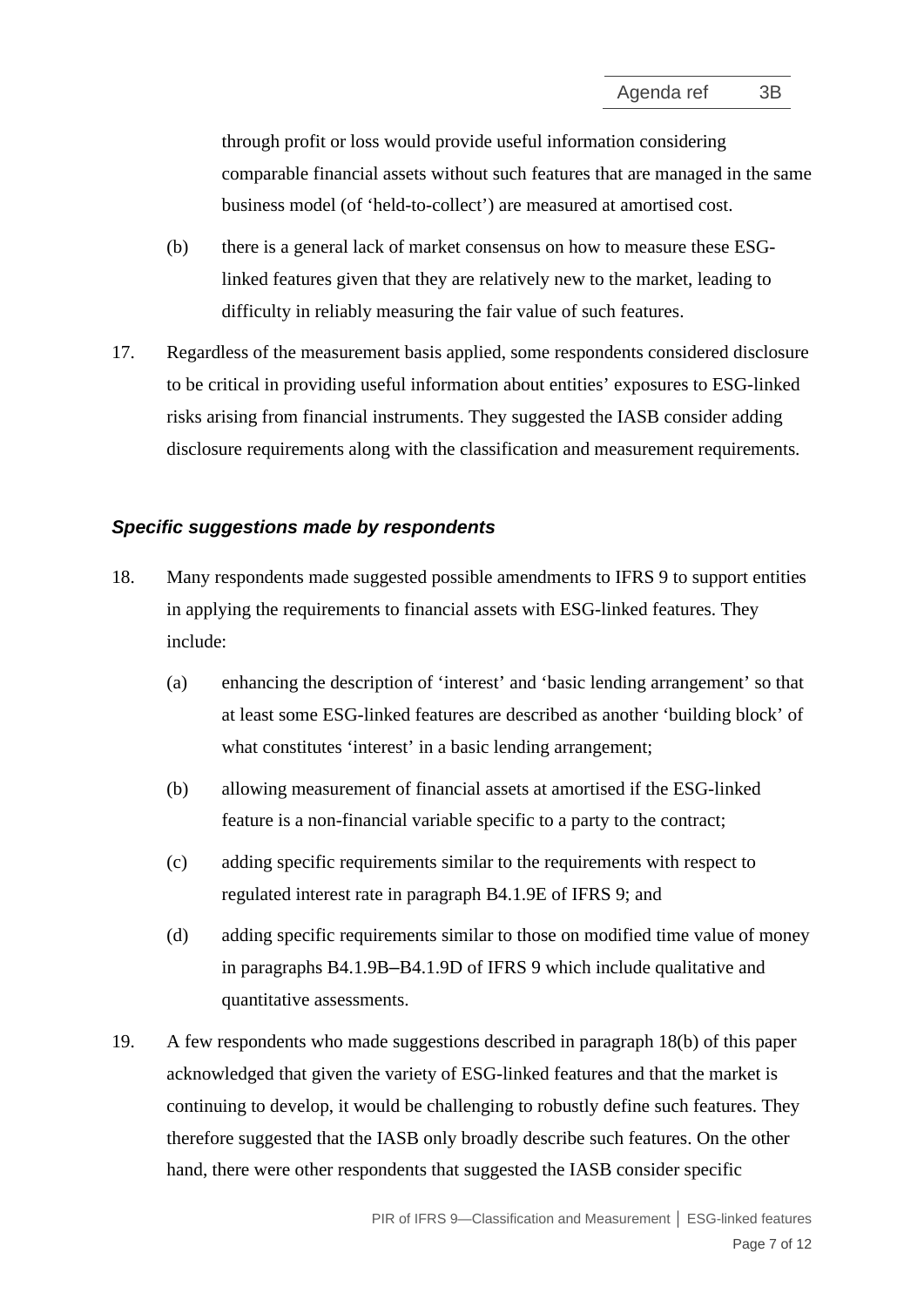through profit or loss would provide useful information considering comparable financial assets without such features that are managed in the same business model (of 'held-to-collect') are measured at amortised cost.

(b) there is a general lack of market consensus on how to measure these ESG-linked features given that they are relatively new to the market, leading to difficulty in reliably measuring the fair value of such features.

17. Regardless of the measurement basis applied, some respondents considered disclosure to be critical in providing useful information about entities' exposures to ESG-linked risks arising from financial instruments. They suggested the IASB consider adding disclosure requirements along with the classification and measurement requirements.

### *Specific suggestions made by respondents*

18. Many respondents made suggested possible amendments to IFRS 9 to support entities in applying the requirements to financial assets with ESG-linked features. They include:

(a) enhancing the description of 'interest' and 'basic lending arrangement' so that at least some ESG-linked features are described as another 'building block' of what constitutes 'interest' in a basic lending arrangement;

(b) allowing measurement of financial assets at amortised if the ESG-linked feature is a non-financial variable specific to a party to the contract;

(c) adding specific requirements similar to the requirements with respect to regulated interest rate in paragraph B4.1.9E of IFRS 9; and

(d) adding specific requirements similar to those on modified time value of money in paragraphs B4.1.9B–B4.1.9D of IFRS 9 which include qualitative and quantitative assessments.

19. A few respondents who made suggestions described in paragraph 18(b) of this paper acknowledged that given the variety of ESG-linked features and that the market is continuing to develop, it would be challenging to robustly define such features. They therefore suggested that the IASB only broadly describe such features. On the other hand, there were other respondents that suggested the IASB consider specific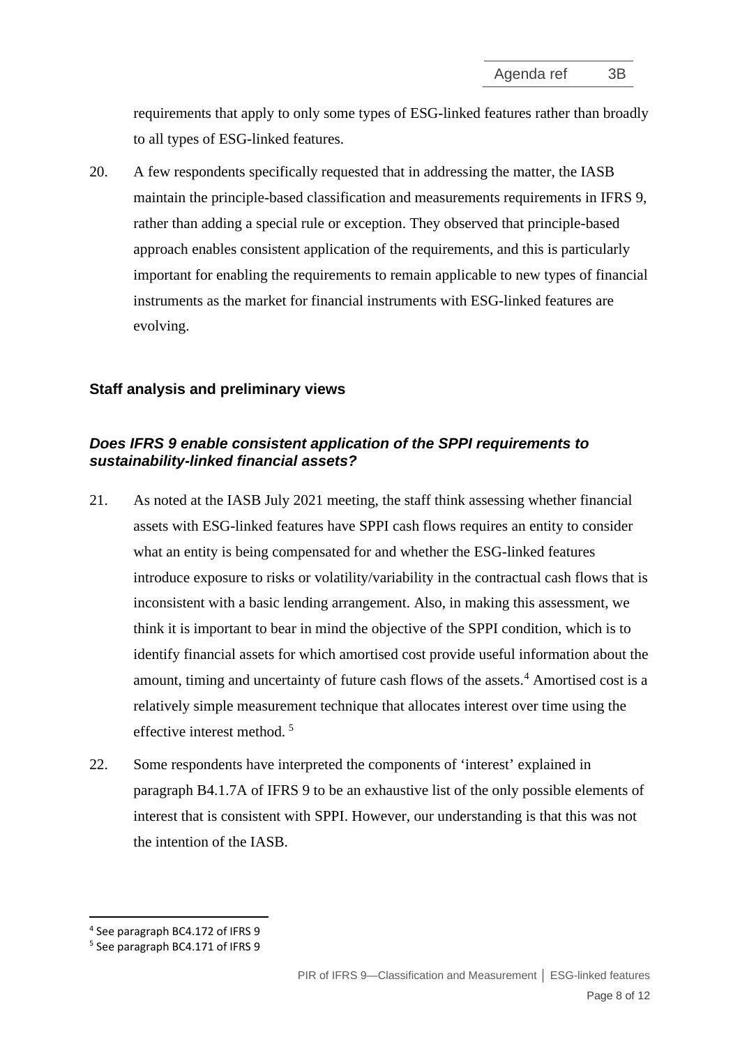requirements that apply to only some types of ESG-linked features rather than broadly to all types of ESG-linked features.

20. A few respondents specifically requested that in addressing the matter, the IASB maintain the principle-based classification and measurements requirements in IFRS 9, rather than adding a special rule or exception. They observed that principle-based approach enables consistent application of the requirements, and this is particularly important for enabling the requirements to remain applicable to new types of financial instruments as the market for financial instruments with ESG-linked features are evolving.

## Staff analysis and preliminary views

### *Does IFRS 9 enable consistent application of the SPPI requirements to sustainability-linked financial assets?*

21. As noted at the IASB July 2021 meeting, the staff think assessing whether financial assets with ESG-linked features have SPPI cash flows requires an entity to consider what an entity is being compensated for and whether the ESG-linked features introduce exposure to risks or volatility/variability in the contractual cash flows that is inconsistent with a basic lending arrangement. Also, in making this assessment, we think it is important to bear in mind the objective of the SPPI condition, which is to identify financial assets for which amortised cost provide useful information about the amount, timing and uncertainty of future cash flows of the assets.[4] Amortised cost is a relatively simple measurement technique that allocates interest over time using the effective interest method.[5]

22. Some respondents have interpreted the components of 'interest' explained in paragraph B4.1.7A of IFRS 9 to be an exhaustive list of the only possible elements of interest that is consistent with SPPI. However, our understanding is that this was not the intention of the IASB.

[4] See paragraph BC4.172 of IFRS 9

[5] See paragraph BC4.171 of IFRS 9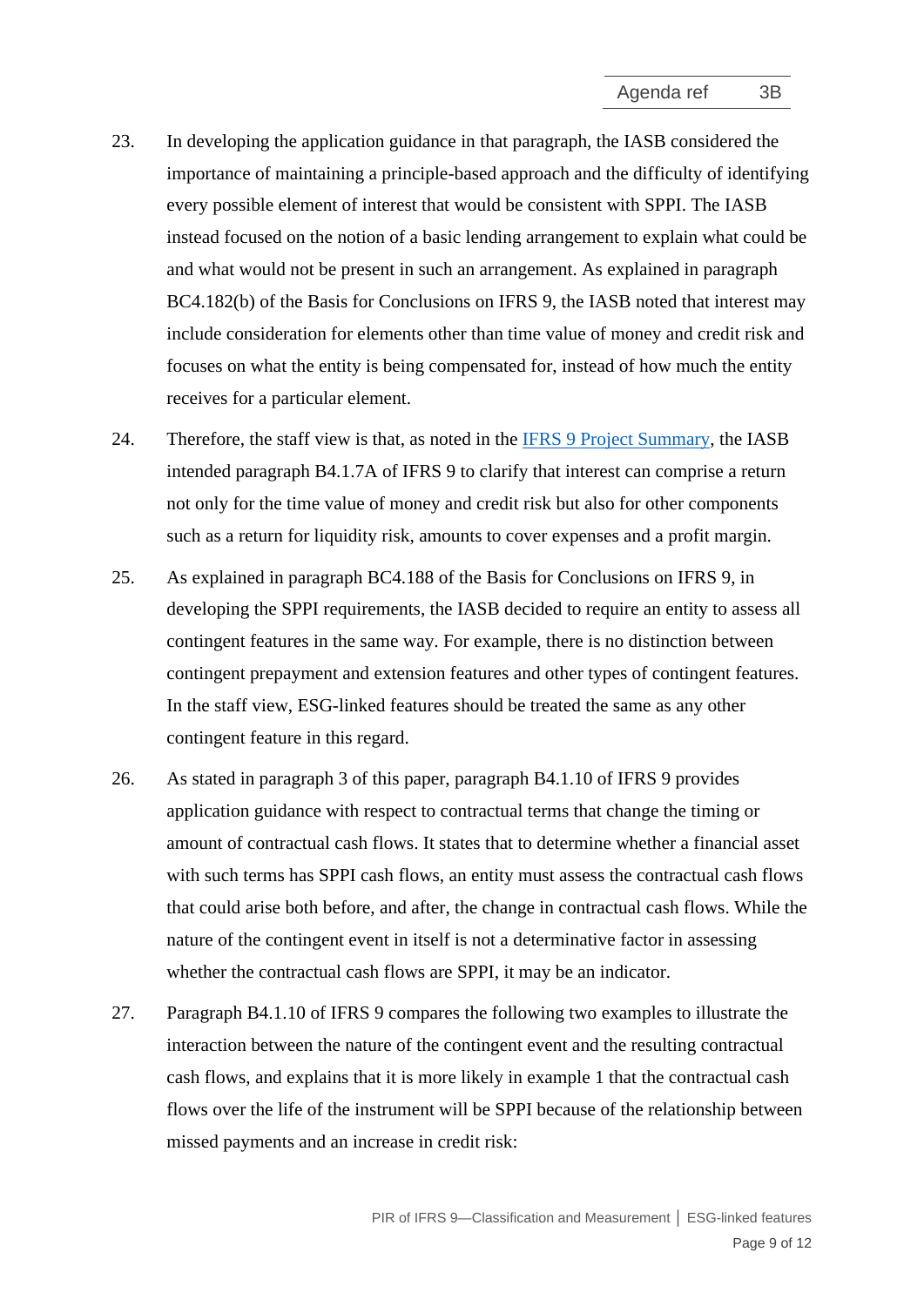23. In developing the application guidance in that paragraph, the IASB considered the importance of maintaining a principle-based approach and the difficulty of identifying every possible element of interest that would be consistent with SPPI. The IASB instead focused on the notion of a basic lending arrangement to explain what could be and what would not be present in such an arrangement. As explained in paragraph BC4.182(b) of the Basis for Conclusions on IFRS 9, the IASB noted that interest may include consideration for elements other than time value of money and credit risk and focuses on what the entity is being compensated for, instead of how much the entity receives for a particular element.

24. Therefore, the staff view is that, as noted in the [IFRS 9 Project Summary](), the IASB intended paragraph B4.1.7A of IFRS 9 to clarify that interest can comprise a return not only for the time value of money and credit risk but also for other components such as a return for liquidity risk, amounts to cover expenses and a profit margin.

25. As explained in paragraph BC4.188 of the Basis for Conclusions on IFRS 9, in developing the SPPI requirements, the IASB decided to require an entity to assess all contingent features in the same way. For example, there is no distinction between contingent prepayment and extension features and other types of contingent features. In the staff view, ESG-linked features should be treated the same as any other contingent feature in this regard.

26. As stated in paragraph 3 of this paper, paragraph B4.1.10 of IFRS 9 provides application guidance with respect to contractual terms that change the timing or amount of contractual cash flows. It states that to determine whether a financial asset with such terms has SPPI cash flows, an entity must assess the contractual cash flows that could arise both before, and after, the change in contractual cash flows. While the nature of the contingent event in itself is not a determinative factor in assessing whether the contractual cash flows are SPPI, it may be an indicator.

27. Paragraph B4.1.10 of IFRS 9 compares the following two examples to illustrate the interaction between the nature of the contingent event and the resulting contractual cash flows, and explains that it is more likely in example 1 that the contractual cash flows over the life of the instrument will be SPPI because of the relationship between missed payments and an increase in credit risk: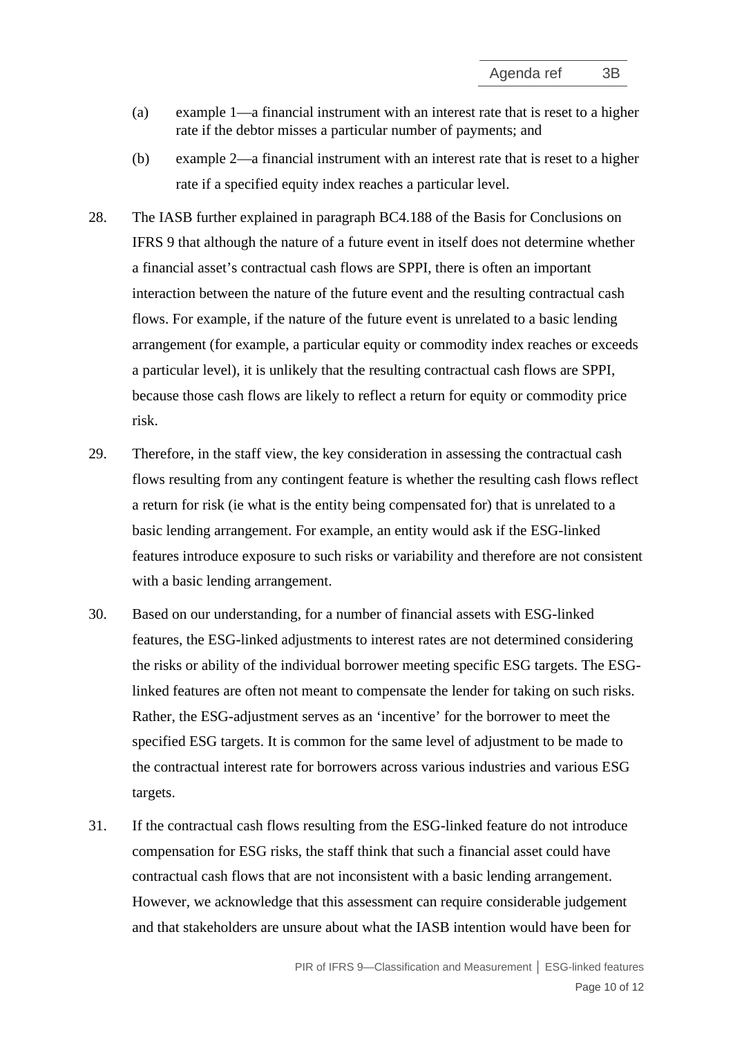(a) example 1—a financial instrument with an interest rate that is reset to a higher rate if the debtor misses a particular number of payments; and

(b) example 2—a financial instrument with an interest rate that is reset to a higher rate if a specified equity index reaches a particular level.

28. The IASB further explained in paragraph BC4.188 of the Basis for Conclusions on IFRS 9 that although the nature of a future event in itself does not determine whether a financial asset's contractual cash flows are SPPI, there is often an important interaction between the nature of the future event and the resulting contractual cash flows. For example, if the nature of the future event is unrelated to a basic lending arrangement (for example, a particular equity or commodity index reaches or exceeds a particular level), it is unlikely that the resulting contractual cash flows are SPPI, because those cash flows are likely to reflect a return for equity or commodity price risk.

29. Therefore, in the staff view, the key consideration in assessing the contractual cash flows resulting from any contingent feature is whether the resulting cash flows reflect a return for risk (ie what is the entity being compensated for) that is unrelated to a basic lending arrangement. For example, an entity would ask if the ESG-linked features introduce exposure to such risks or variability and therefore are not consistent with a basic lending arrangement.

30. Based on our understanding, for a number of financial assets with ESG-linked features, the ESG-linked adjustments to interest rates are not determined considering the risks or ability of the individual borrower meeting specific ESG targets. The ESG-linked features are often not meant to compensate the lender for taking on such risks. Rather, the ESG-adjustment serves as an 'incentive' for the borrower to meet the specified ESG targets. It is common for the same level of adjustment to be made to the contractual interest rate for borrowers across various industries and various ESG targets.

31. If the contractual cash flows resulting from the ESG-linked feature do not introduce compensation for ESG risks, the staff think that such a financial asset could have contractual cash flows that are not inconsistent with a basic lending arrangement. However, we acknowledge that this assessment can require considerable judgement and that stakeholders are unsure about what the IASB intention would have been for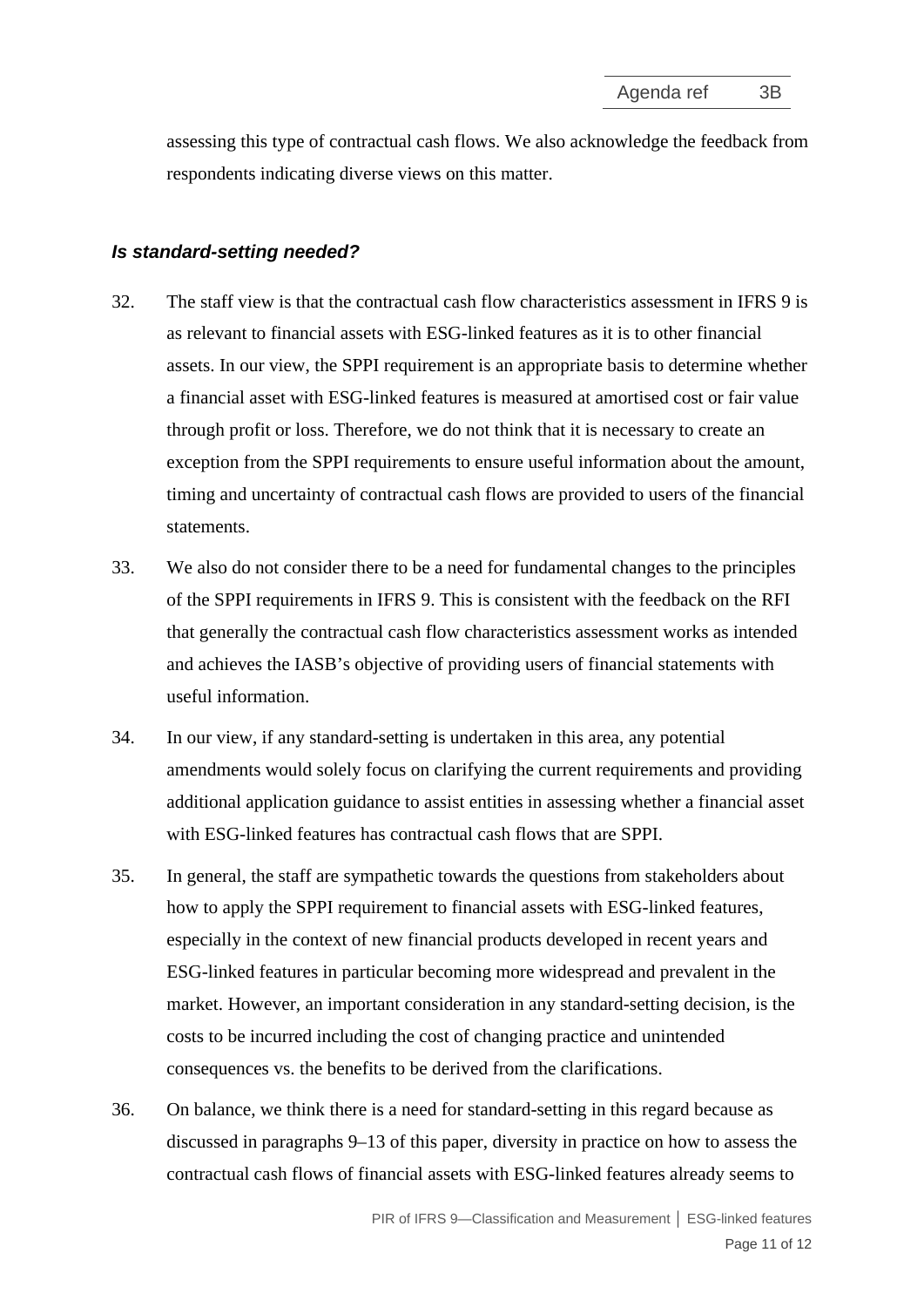assessing this type of contractual cash flows. We also acknowledge the feedback from respondents indicating diverse views on this matter.

### *Is standard-setting needed?*

32. The staff view is that the contractual cash flow characteristics assessment in IFRS 9 is as relevant to financial assets with ESG-linked features as it is to other financial assets. In our view, the SPPI requirement is an appropriate basis to determine whether a financial asset with ESG-linked features is measured at amortised cost or fair value through profit or loss. Therefore, we do not think that it is necessary to create an exception from the SPPI requirements to ensure useful information about the amount, timing and uncertainty of contractual cash flows are provided to users of the financial statements.

33. We also do not consider there to be a need for fundamental changes to the principles of the SPPI requirements in IFRS 9. This is consistent with the feedback on the RFI that generally the contractual cash flow characteristics assessment works as intended and achieves the IASB's objective of providing users of financial statements with useful information.

34. In our view, if any standard-setting is undertaken in this area, any potential amendments would solely focus on clarifying the current requirements and providing additional application guidance to assist entities in assessing whether a financial asset with ESG-linked features has contractual cash flows that are SPPI.

35. In general, the staff are sympathetic towards the questions from stakeholders about how to apply the SPPI requirement to financial assets with ESG-linked features, especially in the context of new financial products developed in recent years and ESG-linked features in particular becoming more widespread and prevalent in the market. However, an important consideration in any standard-setting decision, is the costs to be incurred including the cost of changing practice and unintended consequences vs. the benefits to be derived from the clarifications.

36. On balance, we think there is a need for standard-setting in this regard because as discussed in paragraphs 9–13 of this paper, diversity in practice on how to assess the contractual cash flows of financial assets with ESG-linked features already seems to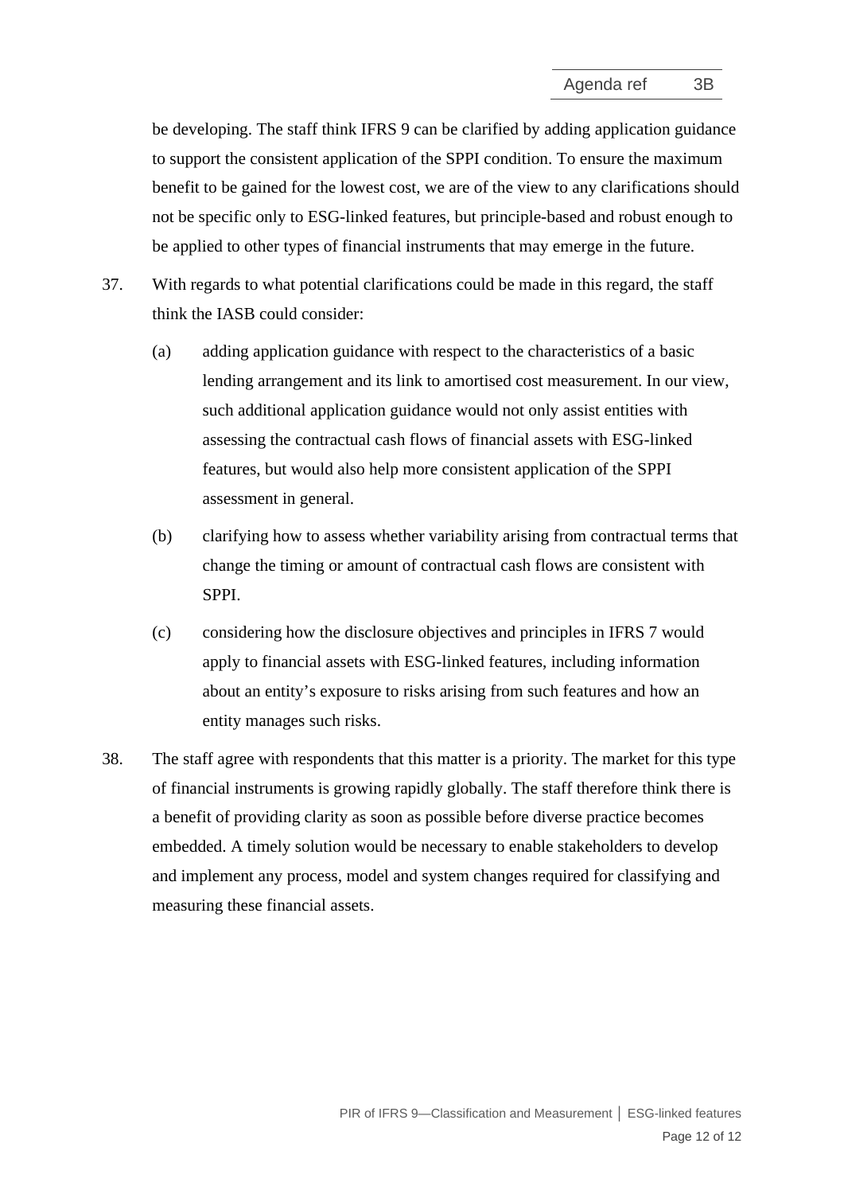be developing. The staff think IFRS 9 can be clarified by adding application guidance to support the consistent application of the SPPI condition. To ensure the maximum benefit to be gained for the lowest cost, we are of the view to any clarifications should not be specific only to ESG-linked features, but principle-based and robust enough to be applied to other types of financial instruments that may emerge in the future.

37. With regards to what potential clarifications could be made in this regard, the staff think the IASB could consider:

    (a) adding application guidance with respect to the characteristics of a basic lending arrangement and its link to amortised cost measurement. In our view, such additional application guidance would not only assist entities with assessing the contractual cash flows of financial assets with ESG-linked features, but would also help more consistent application of the SPPI assessment in general.

    (b) clarifying how to assess whether variability arising from contractual terms that change the timing or amount of contractual cash flows are consistent with SPPI.

    (c) considering how the disclosure objectives and principles in IFRS 7 would apply to financial assets with ESG-linked features, including information about an entity's exposure to risks arising from such features and how an entity manages such risks.

38. The staff agree with respondents that this matter is a priority. The market for this type of financial instruments is growing rapidly globally. The staff therefore think there is a benefit of providing clarity as soon as possible before diverse practice becomes embedded. A timely solution would be necessary to enable stakeholders to develop and implement any process, model and system changes required for classifying and measuring these financial assets.